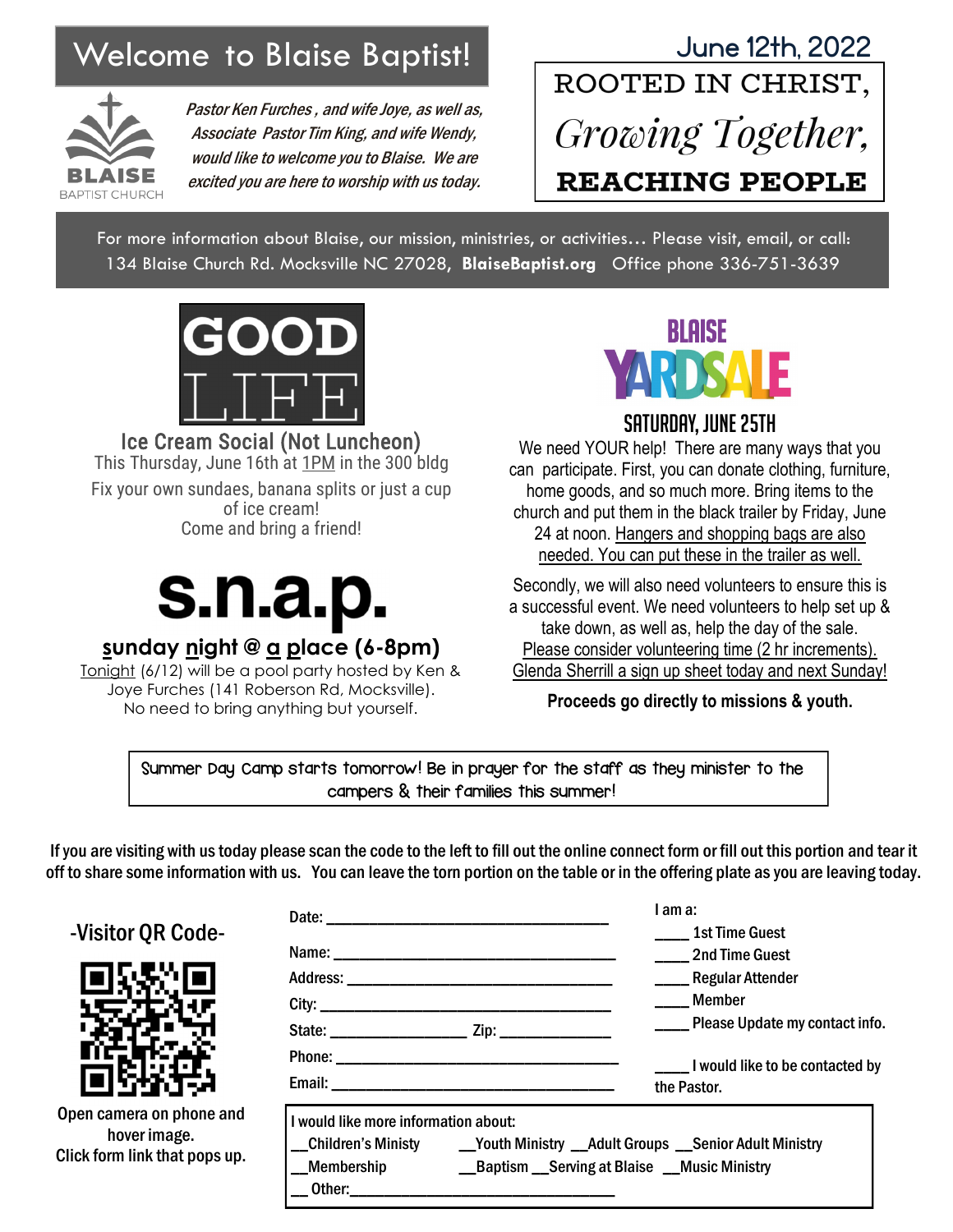# Welcome to Blaise Baptist!

BLAISE
BAPTIST CHURCH

*Pastor Ken Furches , and wife Joye, as well as, Associate Pastor Tim King, and wife Wendy, would like to welcome you to Blaise. We are excited you are here to worship with us today.*

June 12th, 2022

**ROOTED IN CHRIST,**
*Growing Together,*
**REACHING PEOPLE**

For more information about Blaise, our mission, ministries, or activities… Please visit, email, or call: 134 Blaise Church Rd. Mocksville NC 27028, **BlaiseBaptist.org** Office phone 336-751-3639

## GOOD LIFE

### Ice Cream Social (Not Luncheon)

This Thursday, June 16th at 1PM in the 300 bldg

Fix your own sundaes, banana splits or just a cup of ice cream!
Come and bring a friend!

## s.n.a.p.

### sunday night @ a place (6-8pm)

Tonight (6/12) will be a pool party hosted by Ken & Joye Furches (141 Roberson Rd, Mocksville).
No need to bring anything but yourself.

## BLAISE YARDSALE

### SATURDAY, JUNE 25TH

We need YOUR help! There are many ways that you can participate. First, you can donate clothing, furniture, home goods, and so much more. Bring items to the church and put them in the black trailer by Friday, June 24 at noon. Hangers and shopping bags are also needed. You can put these in the trailer as well.

Secondly, we will also need volunteers to ensure this is a successful event. We need volunteers to help set up & take down, as well as, help the day of the sale. Please consider volunteering time (2 hr increments). Glenda Sherrill a sign up sheet today and next Sunday!

**Proceeds go directly to missions & youth.**

Summer Day Camp starts tomorrow! Be in prayer for the staff as they minister to the campers & their families this summer!

**If you are visiting with us today please scan the code to the left to fill out the online connect form or fill out this portion and tear it off to share some information with us. You can leave the torn portion on the table or in the offering plate as you are leaving today.**

### -Visitor QR Code-

Open camera on phone and hover image.
Click form link that pops up.

Date: ____________________

Name: ____________________

Address: ____________________

City: ____________________

State: __________ Zip: __________

Phone: ____________________

Email: ____________________

I am a:

____ 1st Time Guest
____ 2nd Time Guest
____ Regular Attender
____ Member
____ Please Update my contact info.

____ I would like to be contacted by the Pastor.

I would like more information about:

__Children's Ministy __Youth Ministry __Adult Groups __Senior Adult Ministry
__Membership __Baptism __Serving at Blaise __Music Ministry
__ Other:____________________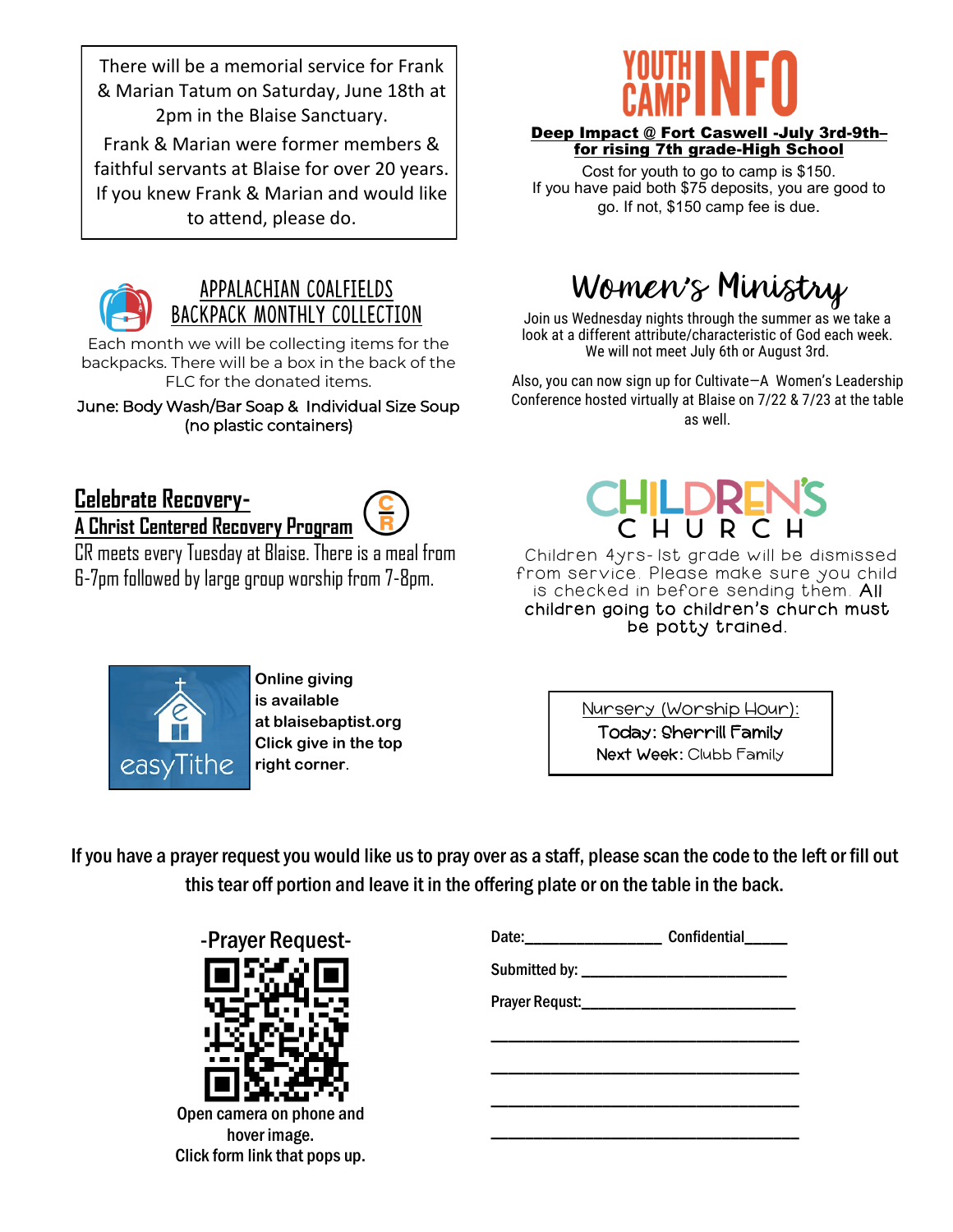There will be a memorial service for Frank & Marian Tatum on Saturday, June 18th at 2pm in the Blaise Sanctuary.

Frank & Marian were former members & faithful servants at Blaise for over 20 years. If you knew Frank & Marian and would like to attend, please do.

# YOUTH CAMP INFO

**Deep Impact @ Fort Caswell -July 3rd-9th– for rising 7th grade-High School**

Cost for youth to go to camp is $150.
If you have paid both $75 deposits, you are good to go. If not, $150 camp fee is due.

## APPALACHIAN COALFIELDS BACKPACK MONTHLY COLLECTION

Each month we will be collecting items for the backpacks. There will be a box in the back of the FLC for the donated items.

June: Body Wash/Bar Soap & Individual Size Soup (no plastic containers)

## Women's Ministry

Join us Wednesday nights through the summer as we take a look at a different attribute/characteristic of God each week. We will not meet July 6th or August 3rd.

Also, you can now sign up for Cultivate—A Women's Leadership Conference hosted virtually at Blaise on 7/22 & 7/23 at the table as well.

## Celebrate Recovery- A Christ Centered Recovery Program

CR meets every Tuesday at Blaise. There is a meal from 6-7pm followed by large group worship from 7-8pm.

## CHILDREN'S CHURCH

Children 4yrs- 1st grade will be dismissed from service. Please make sure you child is checked in before sending them. All children going to children's church must be potty trained.

easyTithe

**Online giving is available at blaisebaptist.org Click give in the top right corner.**

Nursery (Worship Hour):
Today: Sherrill Family
Next Week: Clubb Family

If you have a prayer request you would like us to pray over as a staff, please scan the code to the left or fill out this tear off portion and leave it in the offering plate or on the table in the back.

-Prayer Request-

Open camera on phone and hover image.
Click form link that pops up.

Date:_________________ Confidential_____

Submitted by: __________________________

Prayer Requst:___________________________

_______________________________________

_______________________________________

_______________________________________

_______________________________________